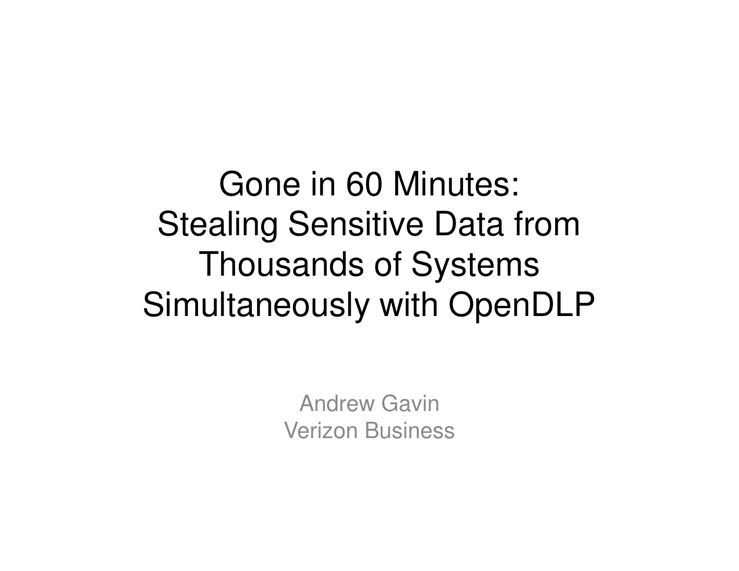# Gone in 60 Minutes: Stealing Sensitive Data from Thousands of Systems Simultaneously with OpenDLP

Andrew Gavin
Verizon Business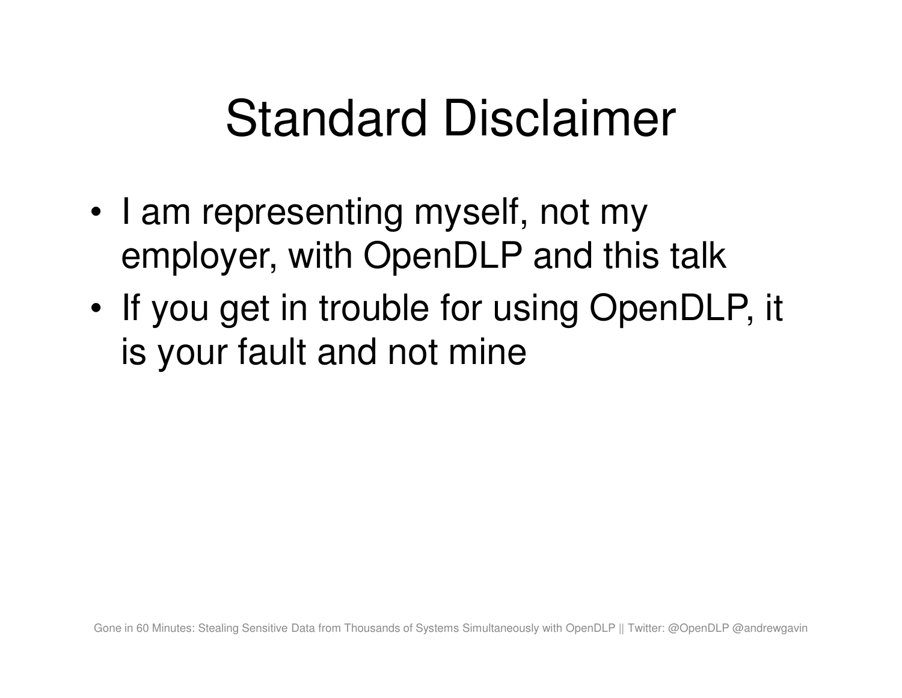# Standard Disclaimer

- I am representing myself, not my employer, with OpenDLP and this talk
- If you get in trouble for using OpenDLP, it is your fault and not mine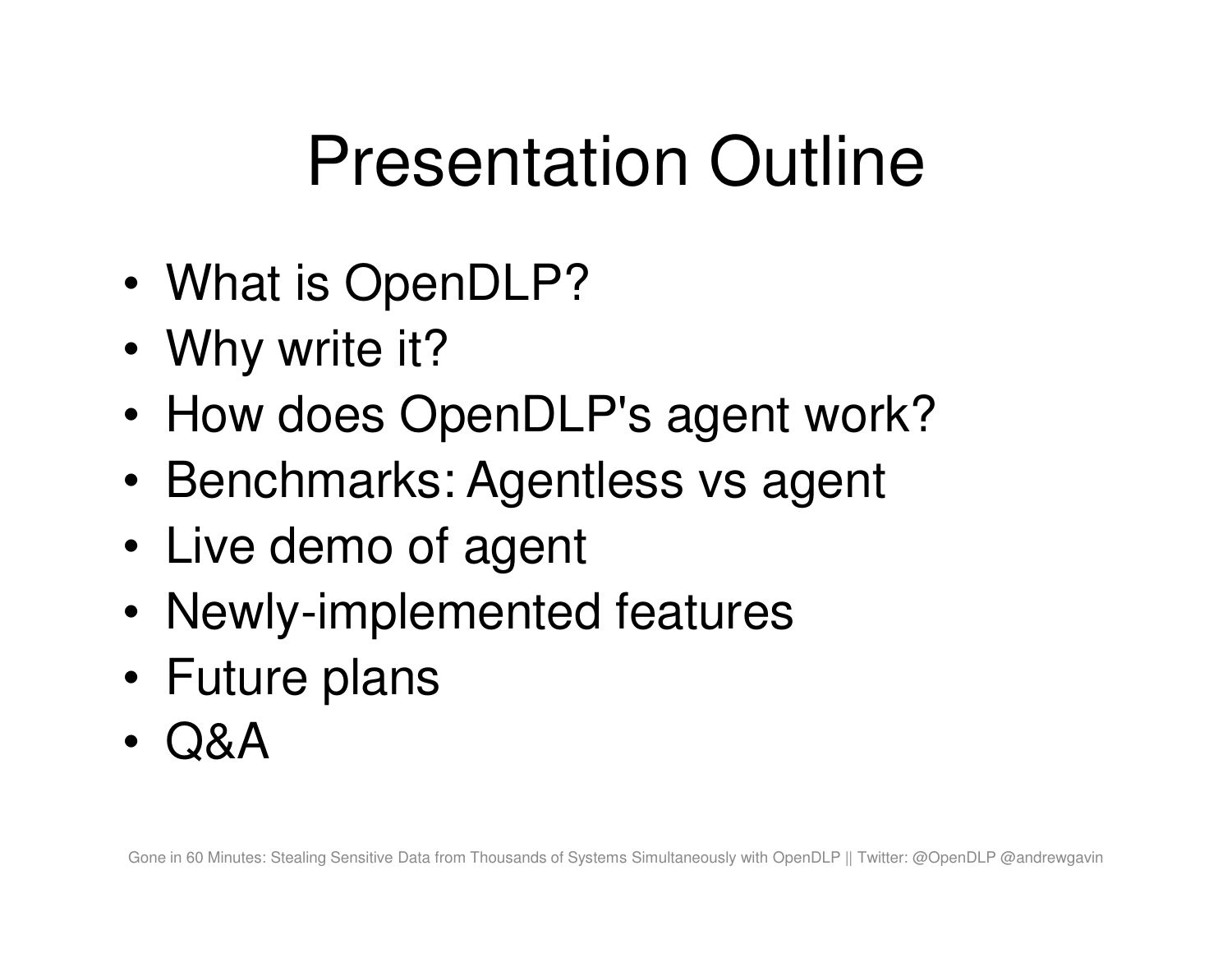# Presentation Outline

- What is OpenDLP?
- Why write it?
- How does OpenDLP's agent work?
- Benchmarks: Agentless vs agent
- Live demo of agent
- Newly-implemented features
- Future plans
- Q&A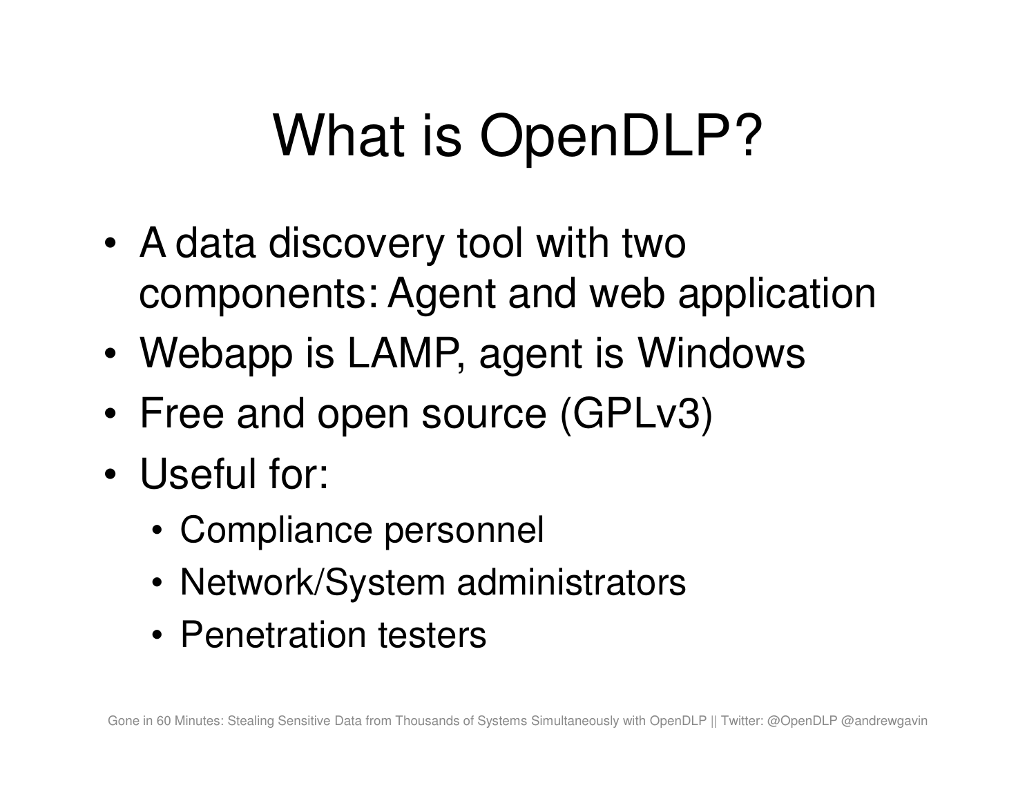# What is OpenDLP?

- A data discovery tool with two components: Agent and web application
- Webapp is LAMP, agent is Windows
- Free and open source (GPLv3)
- Useful for:
  - Compliance personnel
  - Network/System administrators
  - Penetration testers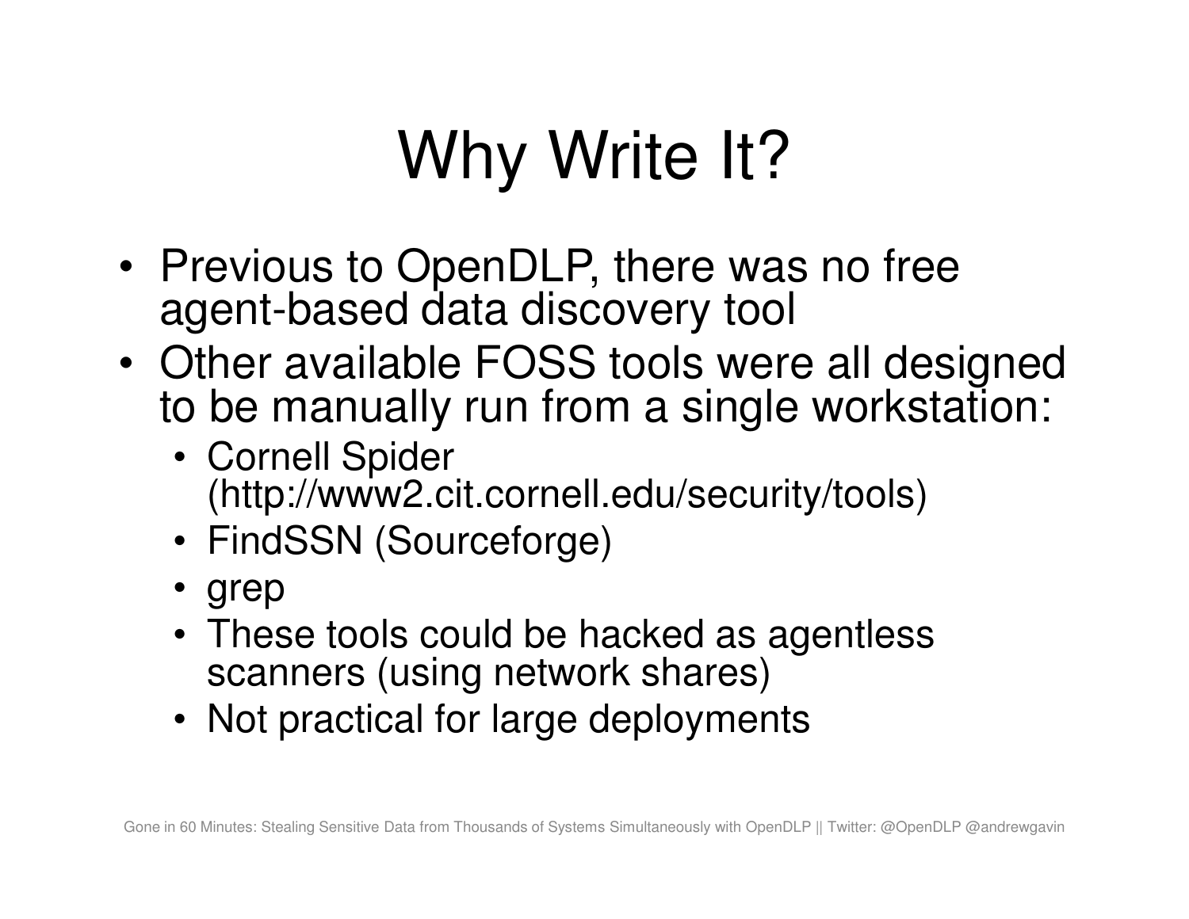# Why Write It?

- Previous to OpenDLP, there was no free agent-based data discovery tool
- Other available FOSS tools were all designed to be manually run from a single workstation:
  - Cornell Spider (http://www2.cit.cornell.edu/security/tools)
  - FindSSN (Sourceforge)
  - grep
  - These tools could be hacked as agentless scanners (using network shares)
  - Not practical for large deployments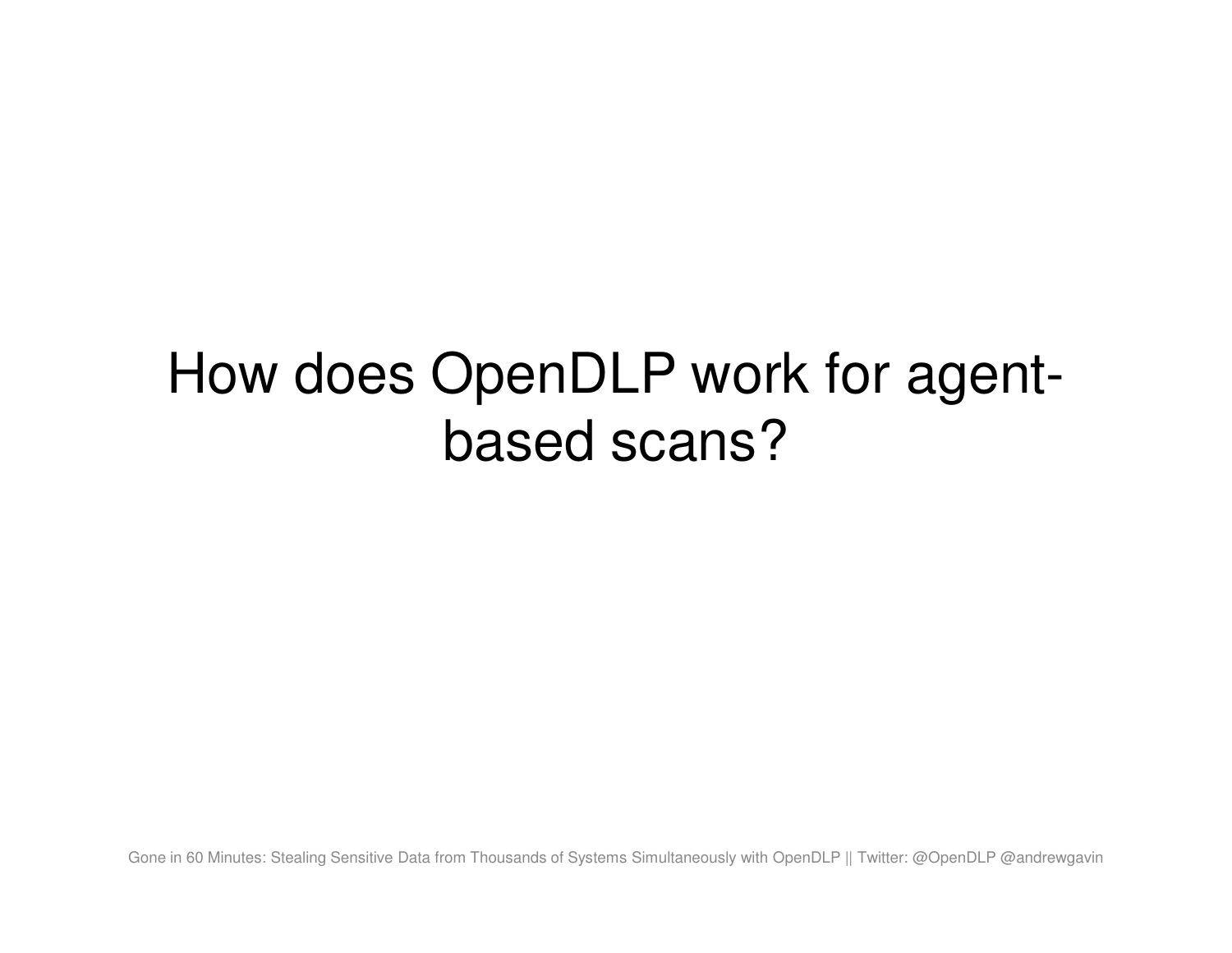# How does OpenDLP work for agent-based scans?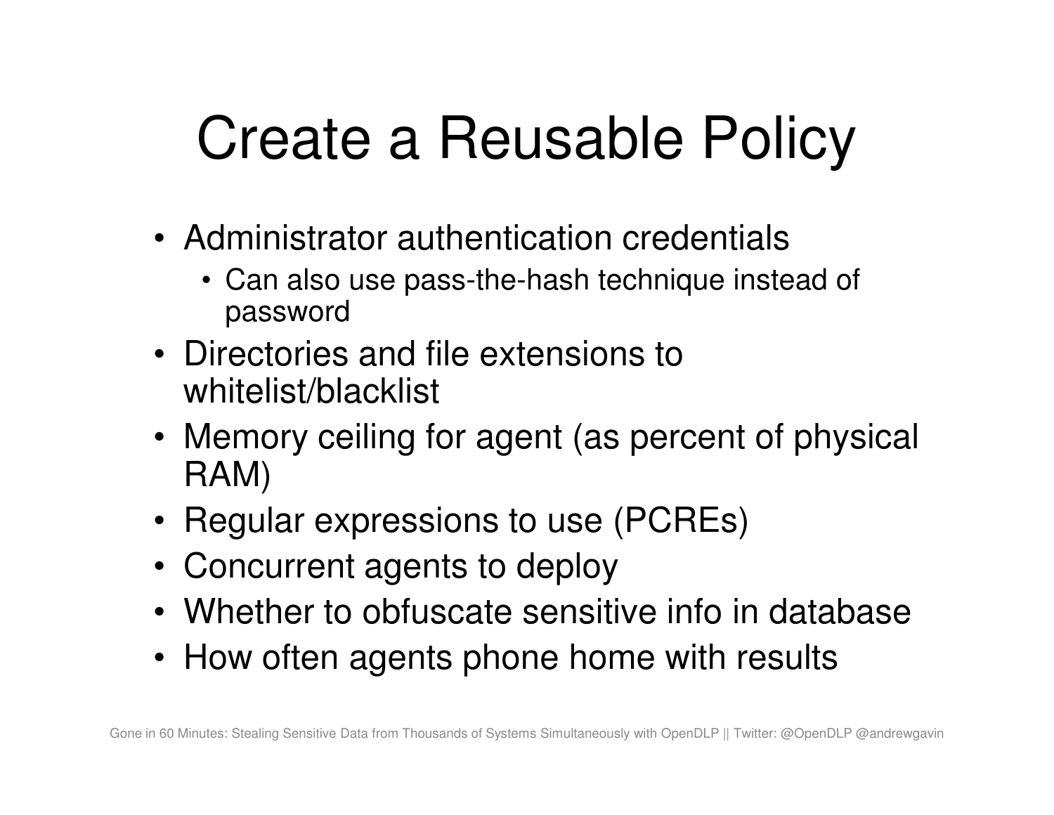# Create a Reusable Policy

- Administrator authentication credentials
  - Can also use pass-the-hash technique instead of password
- Directories and file extensions to whitelist/blacklist
- Memory ceiling for agent (as percent of physical RAM)
- Regular expressions to use (PCREs)
- Concurrent agents to deploy
- Whether to obfuscate sensitive info in database
- How often agents phone home with results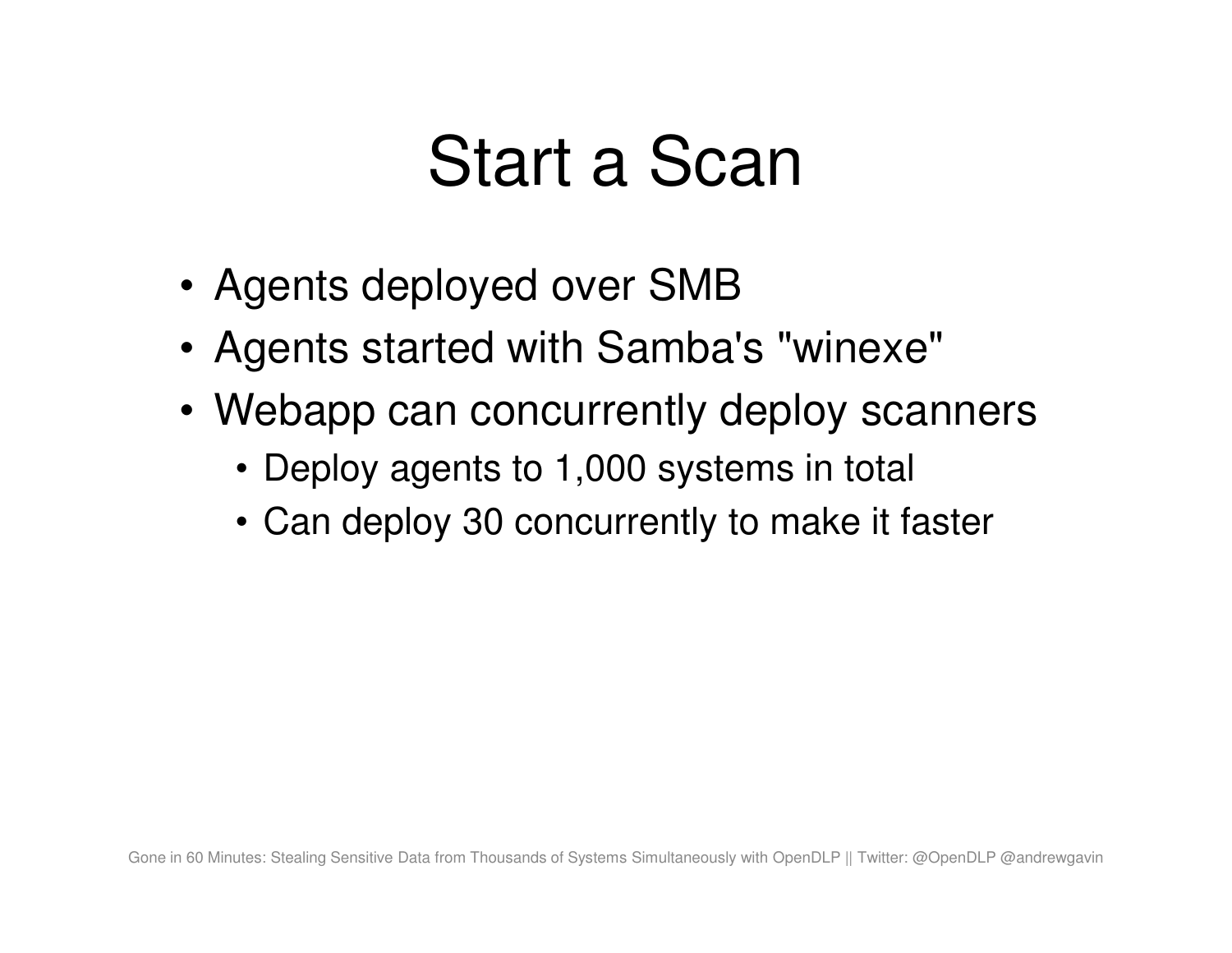# Start a Scan

- Agents deployed over SMB
- Agents started with Samba's "winexe"
- Webapp can concurrently deploy scanners
  - Deploy agents to 1,000 systems in total
  - Can deploy 30 concurrently to make it faster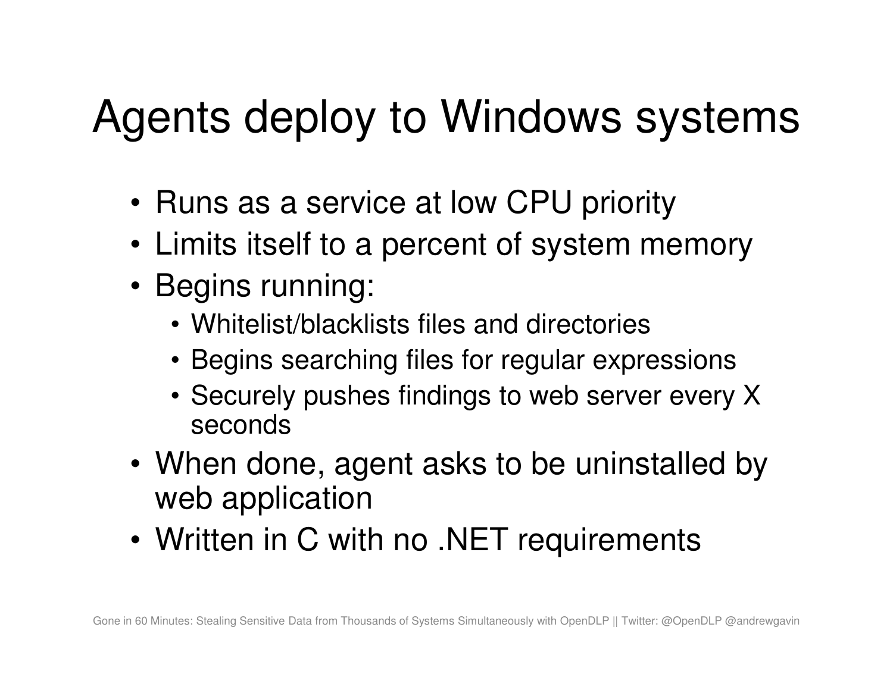# Agents deploy to Windows systems

- Runs as a service at low CPU priority
- Limits itself to a percent of system memory
- Begins running:
  - Whitelist/blacklists files and directories
  - Begins searching files for regular expressions
  - Securely pushes findings to web server every X seconds
- When done, agent asks to be uninstalled by web application
- Written in C with no .NET requirements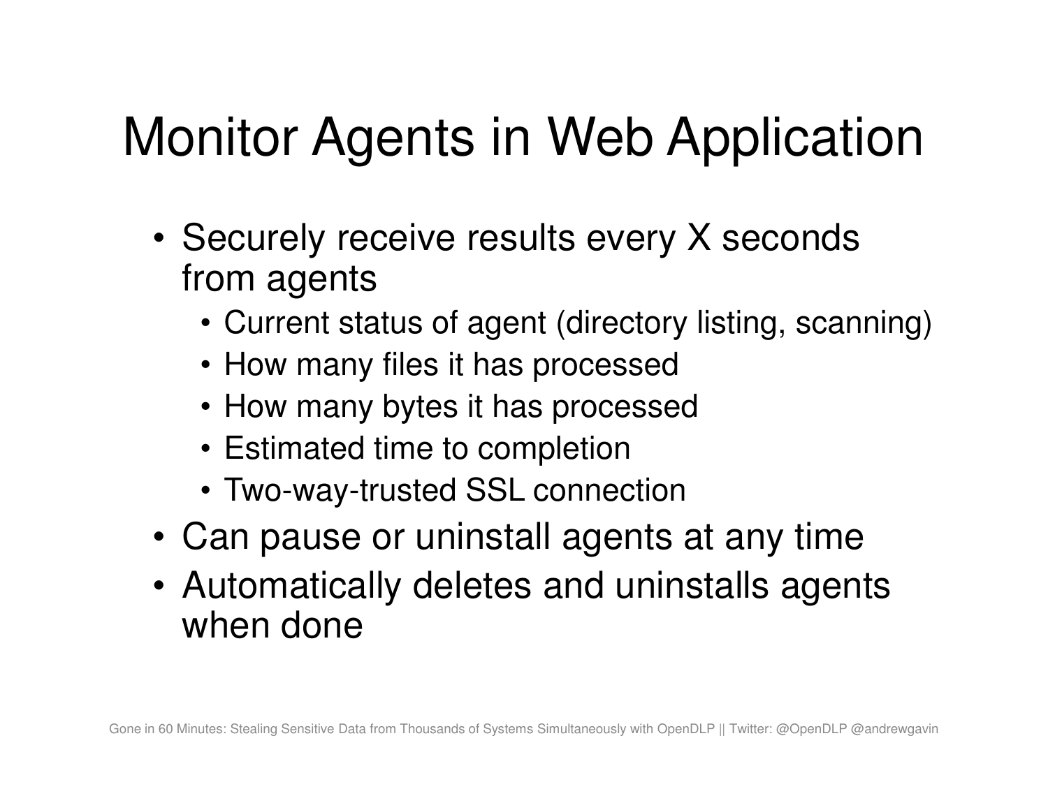# Monitor Agents in Web Application

- Securely receive results every X seconds from agents
  - Current status of agent (directory listing, scanning)
  - How many files it has processed
  - How many bytes it has processed
  - Estimated time to completion
  - Two-way-trusted SSL connection
- Can pause or uninstall agents at any time
- Automatically deletes and uninstalls agents when done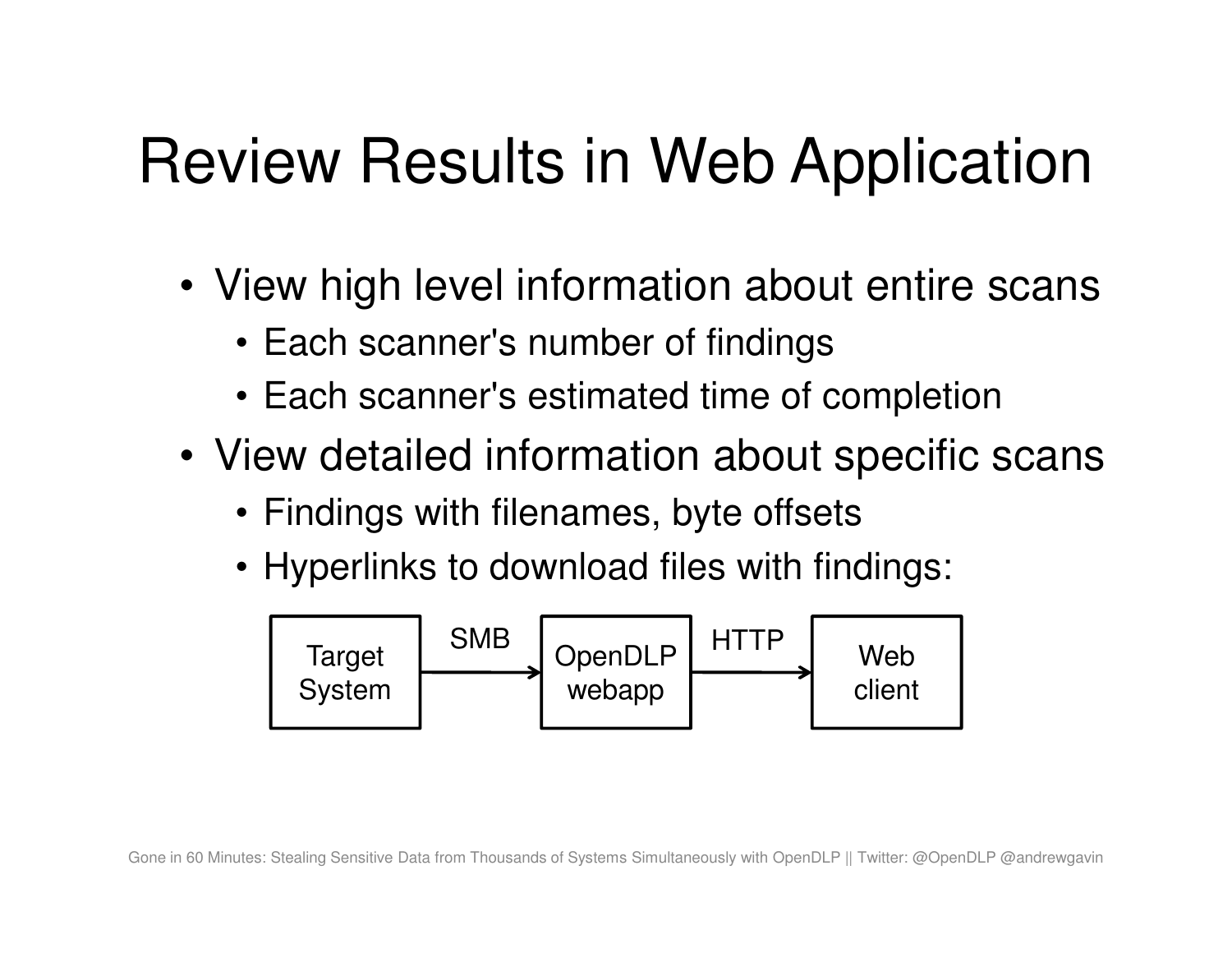# Review Results in Web Application

- View high level information about entire scans
  - Each scanner's number of findings
  - Each scanner's estimated time of completion
- View detailed information about specific scans
  - Findings with filenames, byte offsets
  - Hyperlinks to download files with findings:

Target System —SMB→ OpenDLP webapp —HTTP→ Web client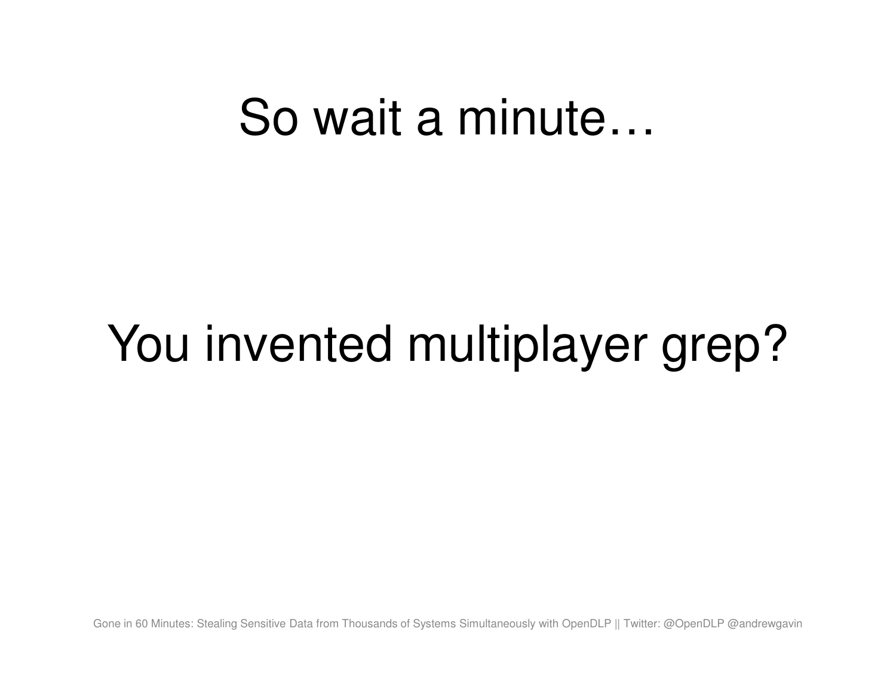# So wait a minute…

# You invented multiplayer grep?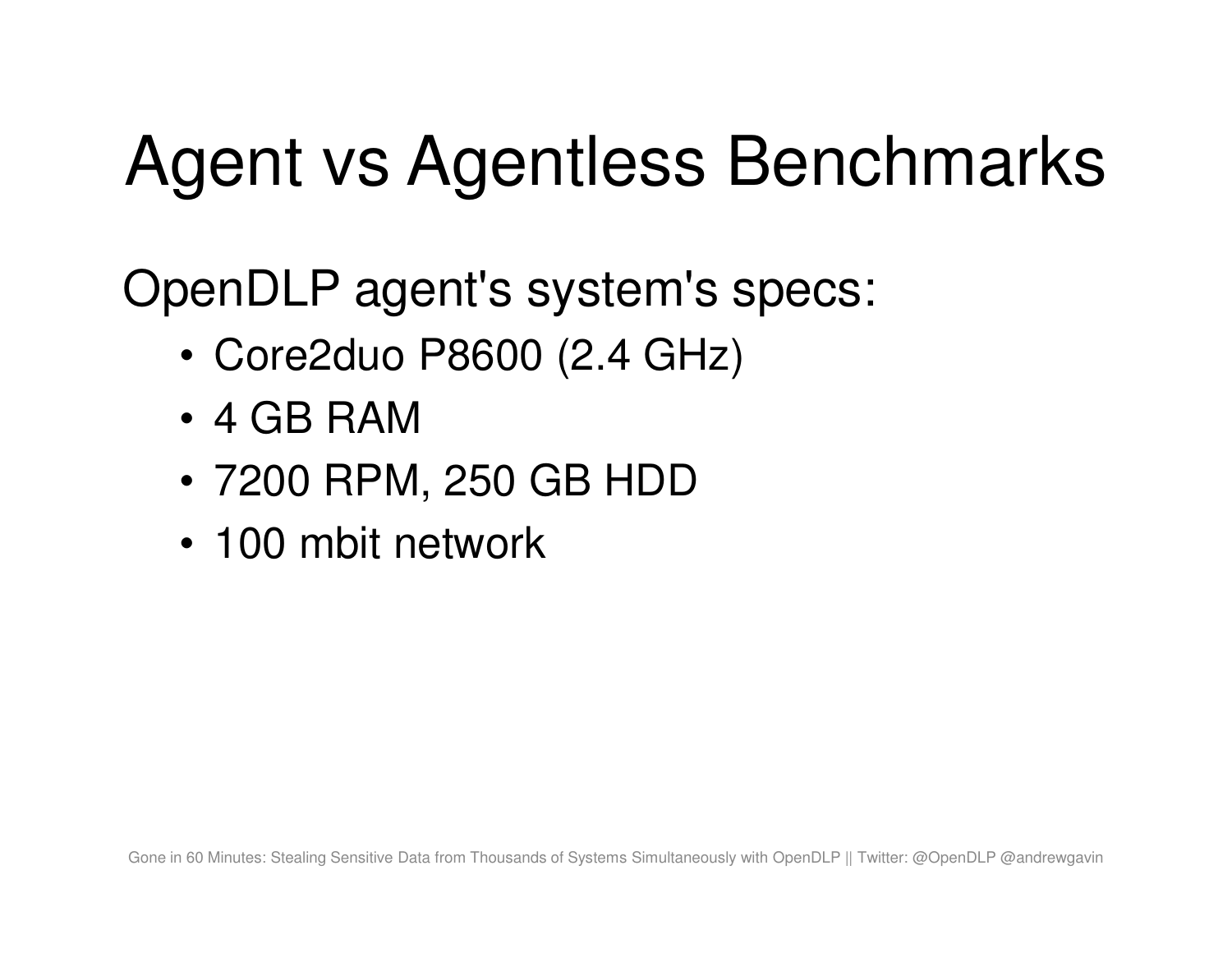# Agent vs Agentless Benchmarks

OpenDLP agent's system's specs:

- Core2duo P8600 (2.4 GHz)
- 4 GB RAM
- 7200 RPM, 250 GB HDD
- 100 mbit network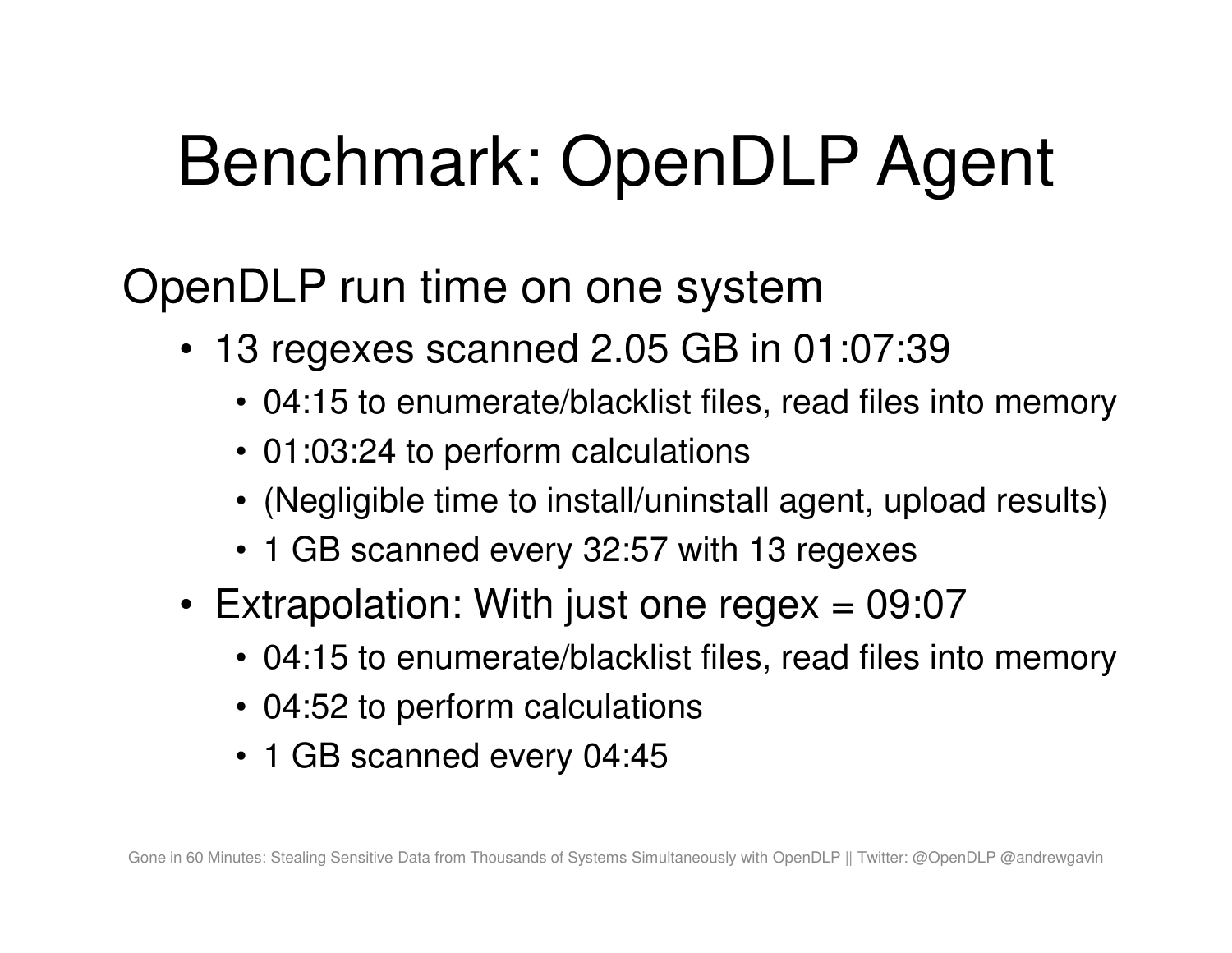# Benchmark: OpenDLP Agent

OpenDLP run time on one system

- 13 regexes scanned 2.05 GB in 01:07:39
  - 04:15 to enumerate/blacklist files, read files into memory
  - 01:03:24 to perform calculations
  - (Negligible time to install/uninstall agent, upload results)
  - 1 GB scanned every 32:57 with 13 regexes
- Extrapolation: With just one regex = 09:07
  - 04:15 to enumerate/blacklist files, read files into memory
  - 04:52 to perform calculations
  - 1 GB scanned every 04:45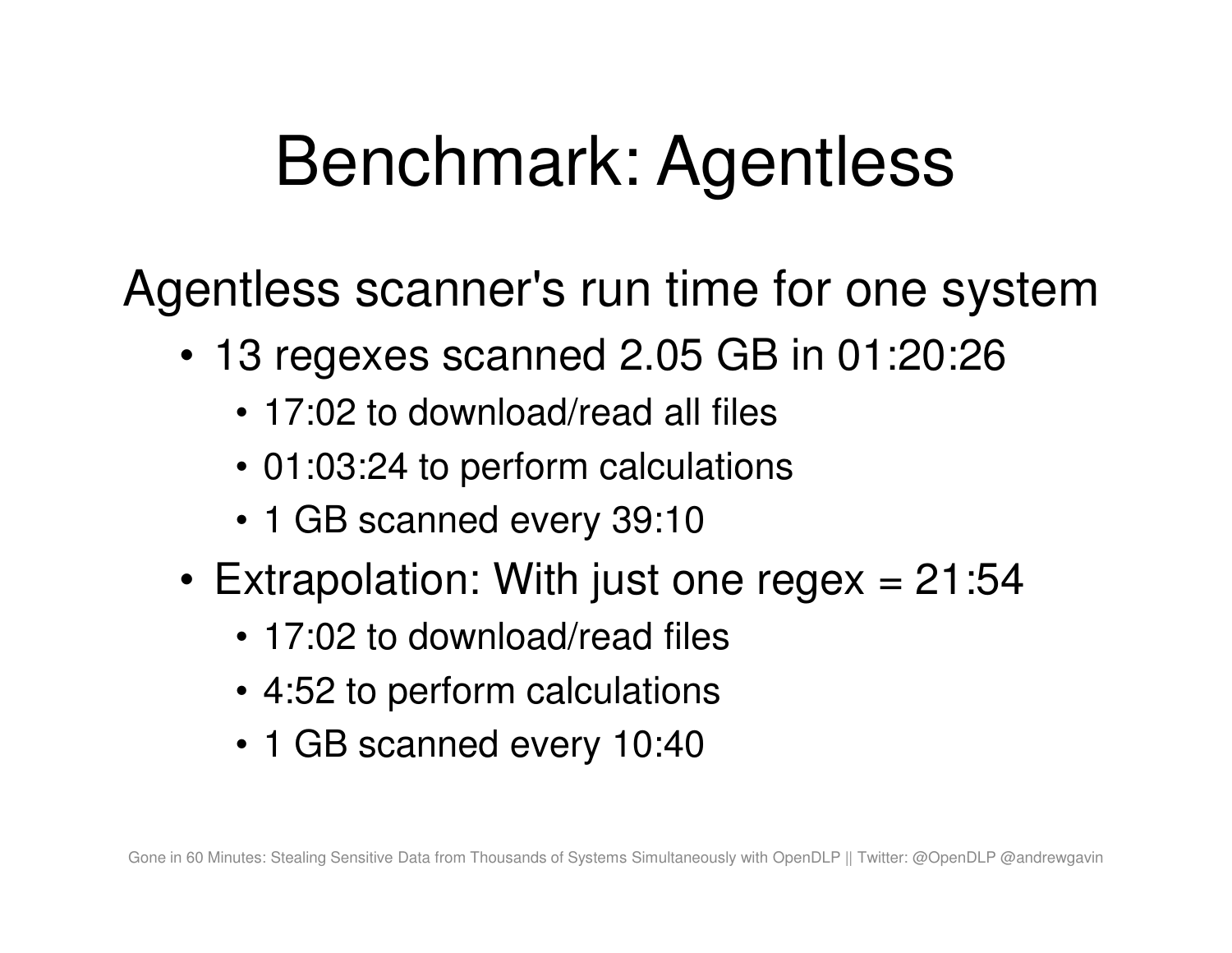# Benchmark: Agentless

Agentless scanner's run time for one system

- 13 regexes scanned 2.05 GB in 01:20:26
  - 17:02 to download/read all files
  - 01:03:24 to perform calculations
  - 1 GB scanned every 39:10
- Extrapolation: With just one regex = 21:54
  - 17:02 to download/read files
  - 4:52 to perform calculations
  - 1 GB scanned every 10:40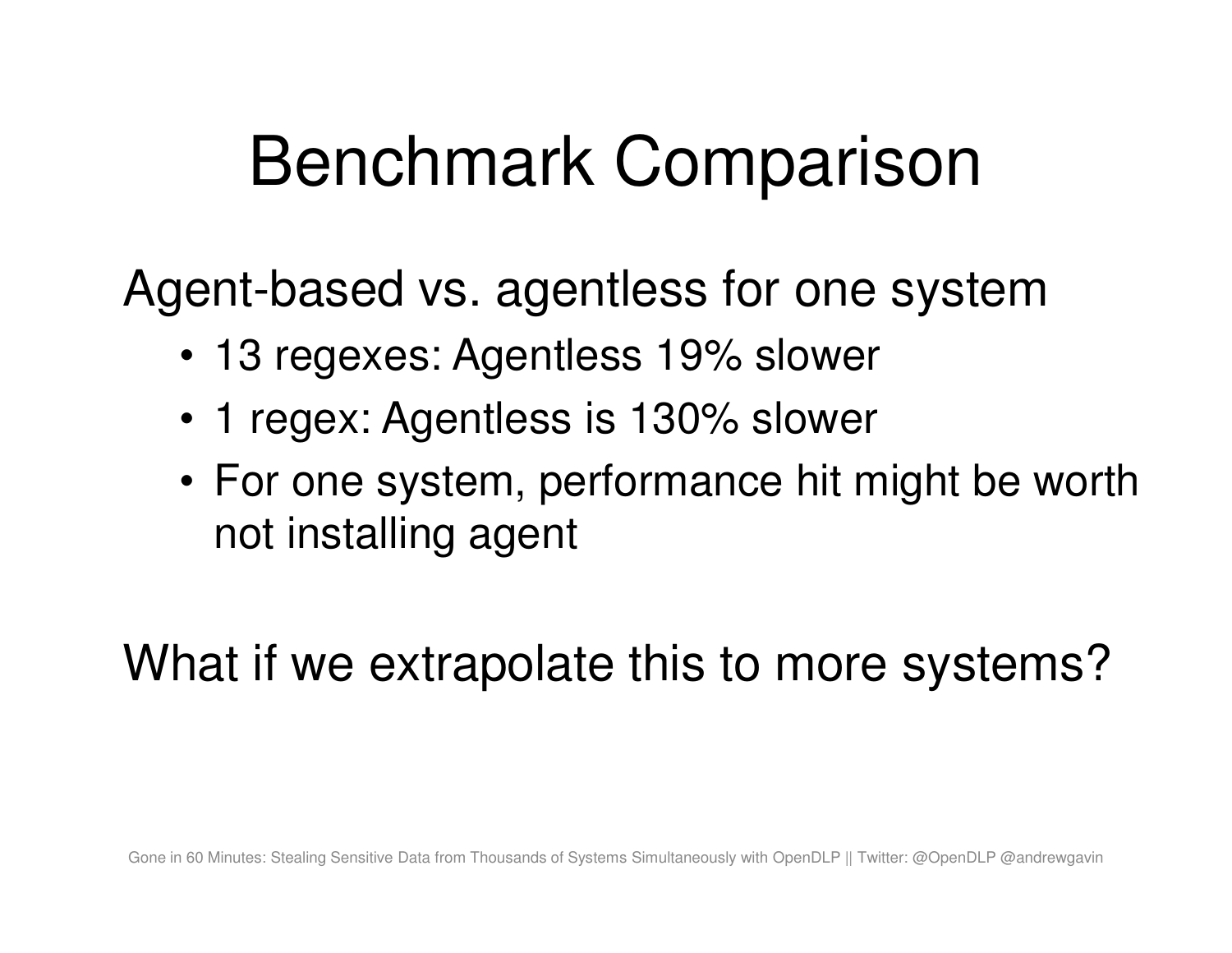# Benchmark Comparison

Agent-based vs. agentless for one system

- 13 regexes: Agentless 19% slower
- 1 regex: Agentless is 130% slower
- For one system, performance hit might be worth not installing agent

What if we extrapolate this to more systems?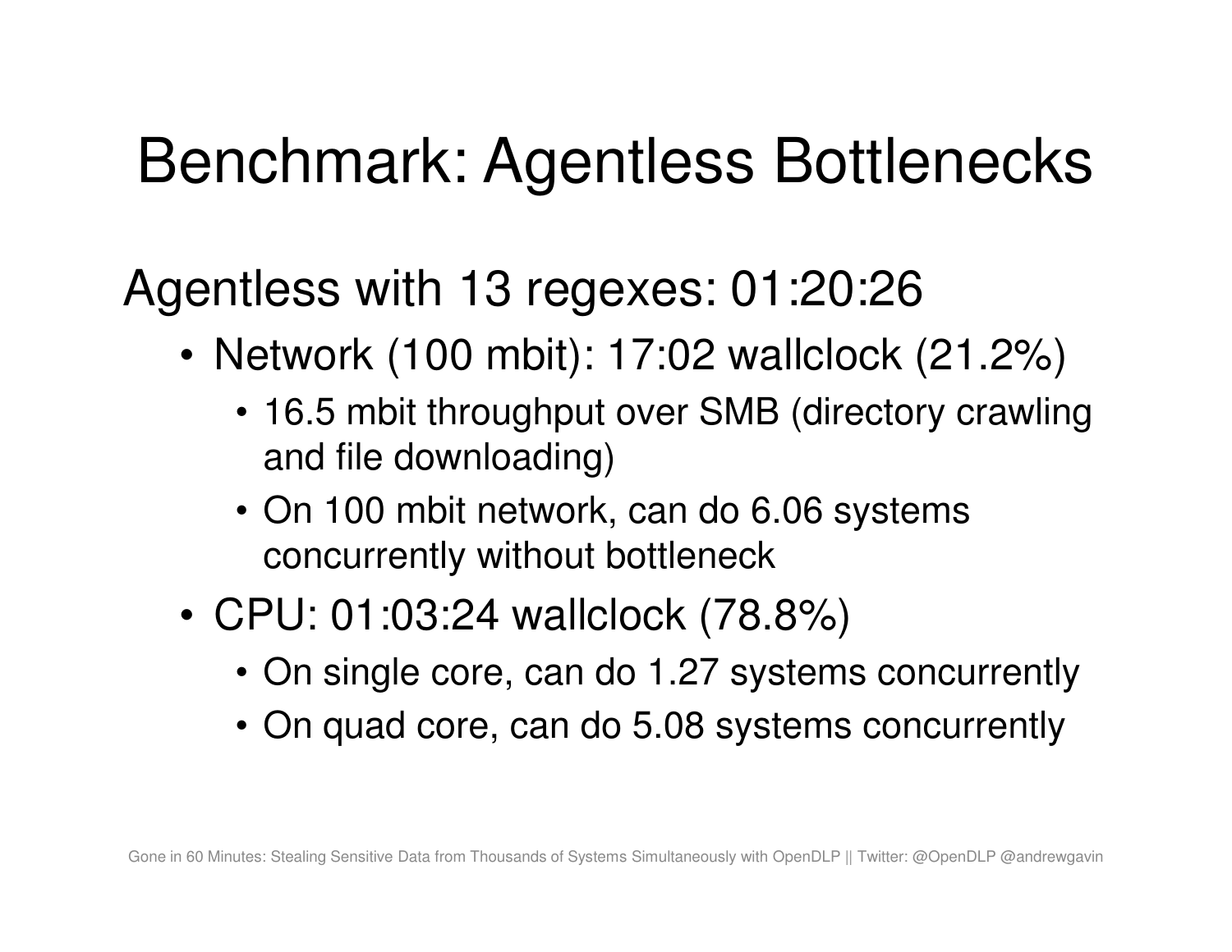# Benchmark: Agentless Bottlenecks

Agentless with 13 regexes: 01:20:26

- Network (100 mbit): 17:02 wallclock (21.2%)
  - 16.5 mbit throughput over SMB (directory crawling and file downloading)
  - On 100 mbit network, can do 6.06 systems concurrently without bottleneck
- CPU: 01:03:24 wallclock (78.8%)
  - On single core, can do 1.27 systems concurrently
  - On quad core, can do 5.08 systems concurrently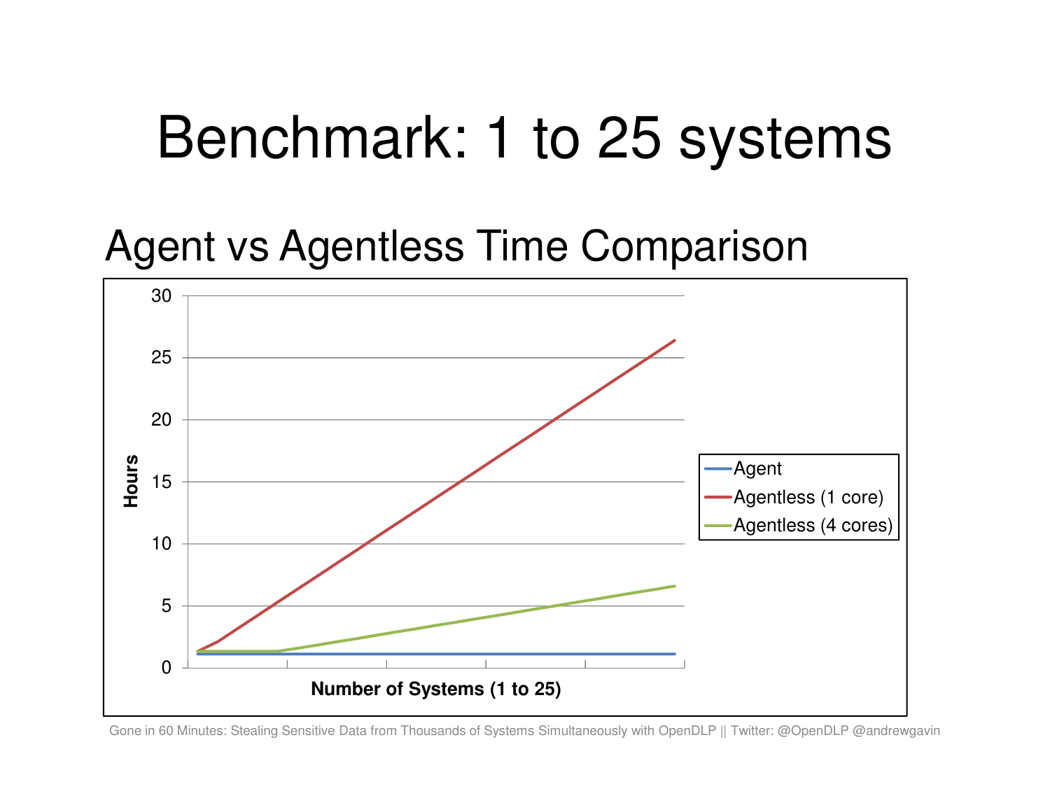# Benchmark: 1 to 25 systems

## Agent vs Agentless Time Comparison

Hours

30
25
20
15
10
5
0

Number of Systems (1 to 25)

- Agent
- Agentless (1 core)
- Agentless (4 cores)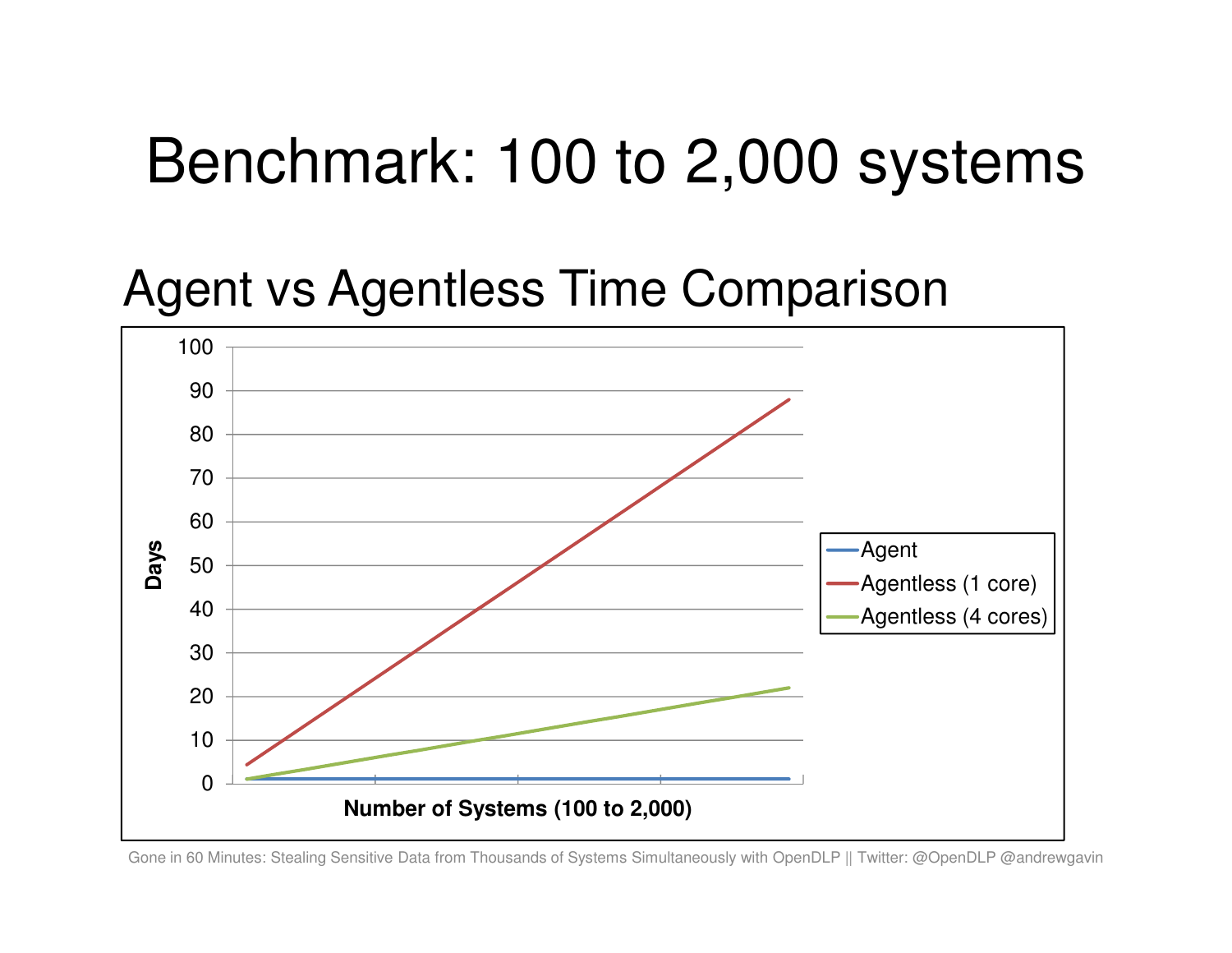# Benchmark: 100 to 2,000 systems

## Agent vs Agentless Time Comparison

Days

100
90
80
70
60
50
40
30
20
10
0

Number of Systems (100 to 2,000)

- Agent
- Agentless (1 core)
- Agentless (4 cores)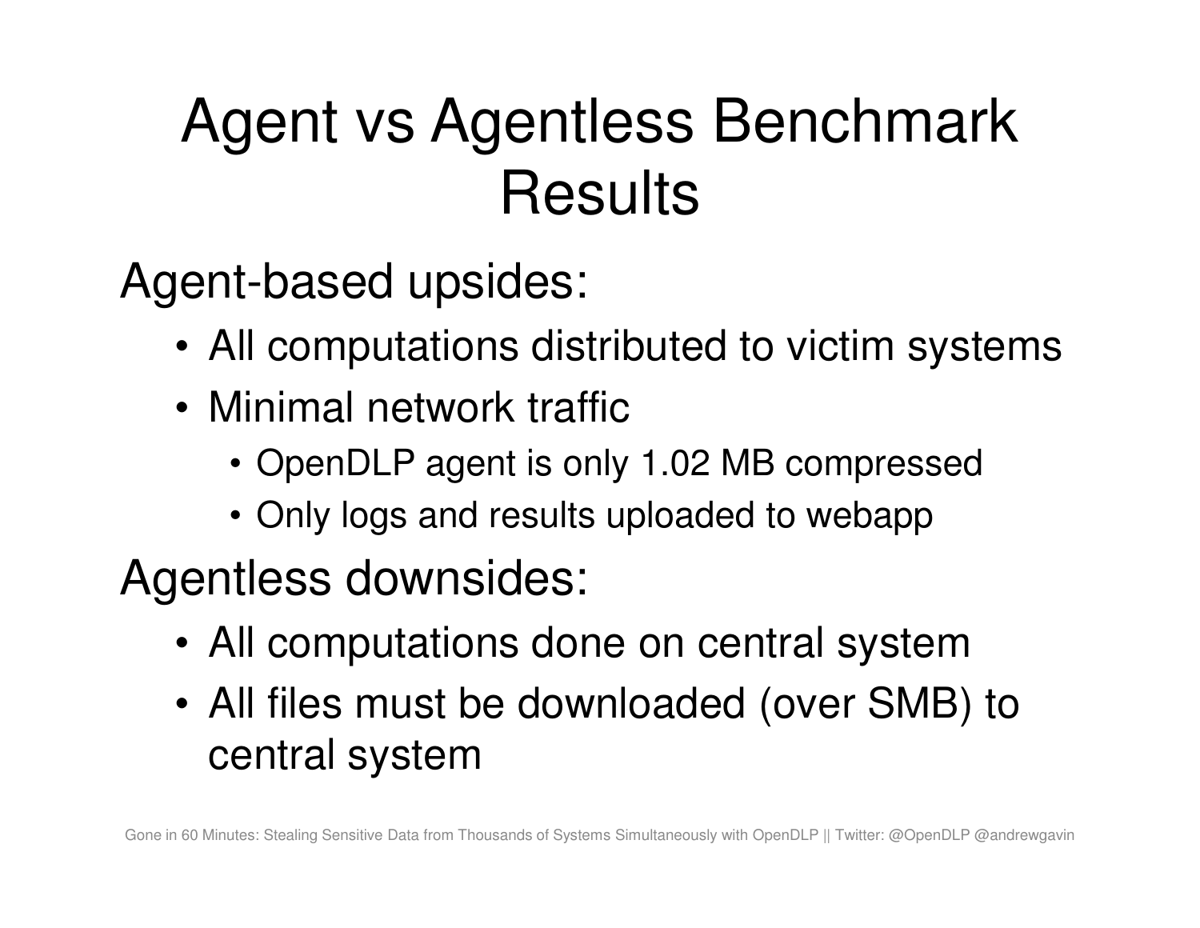# Agent vs Agentless Benchmark Results

Agent-based upsides:

- All computations distributed to victim systems
- Minimal network traffic
  - OpenDLP agent is only 1.02 MB compressed
  - Only logs and results uploaded to webapp

Agentless downsides:

- All computations done on central system
- All files must be downloaded (over SMB) to central system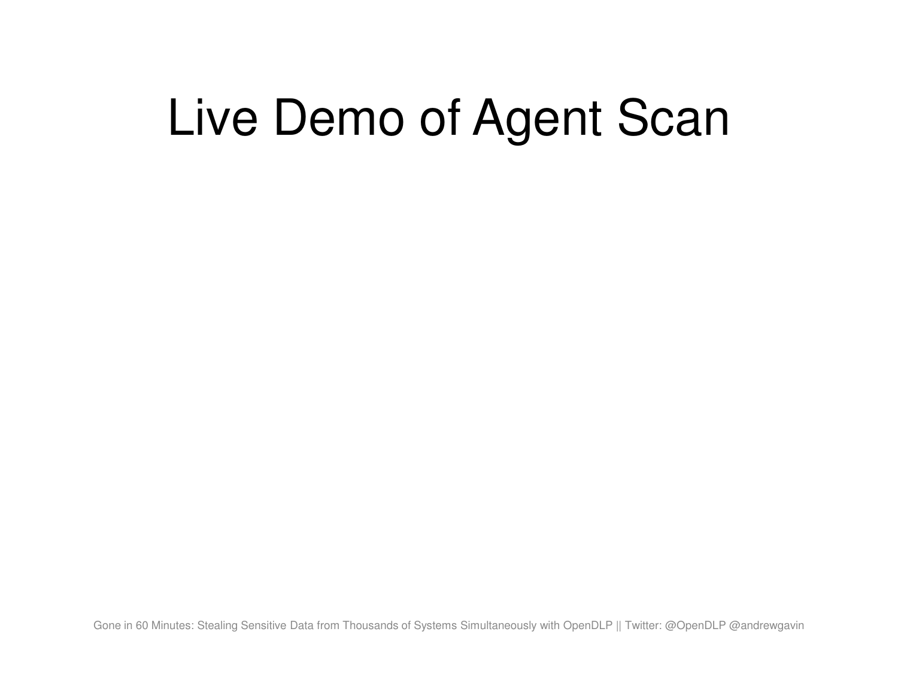# Live Demo of Agent Scan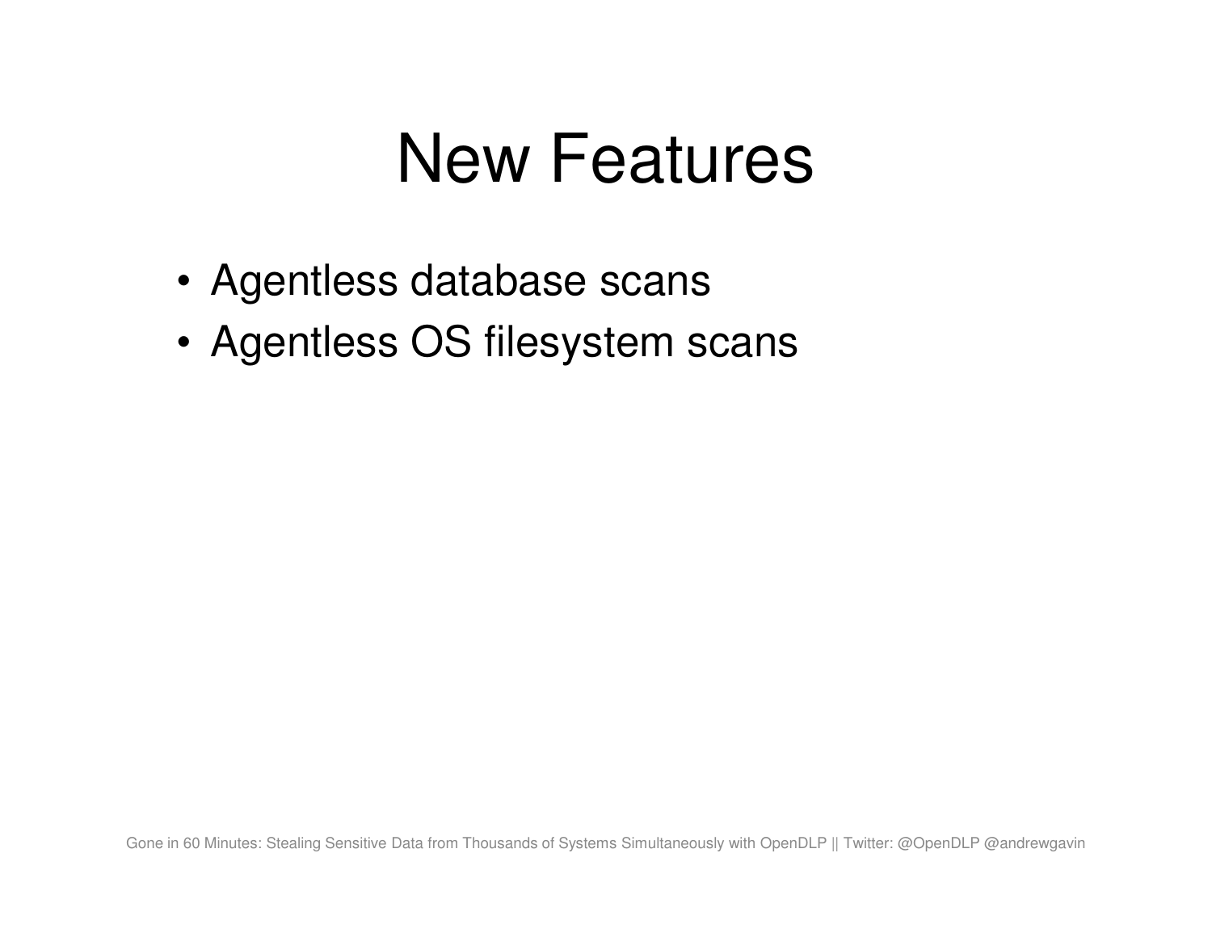# New Features

- Agentless database scans
- Agentless OS filesystem scans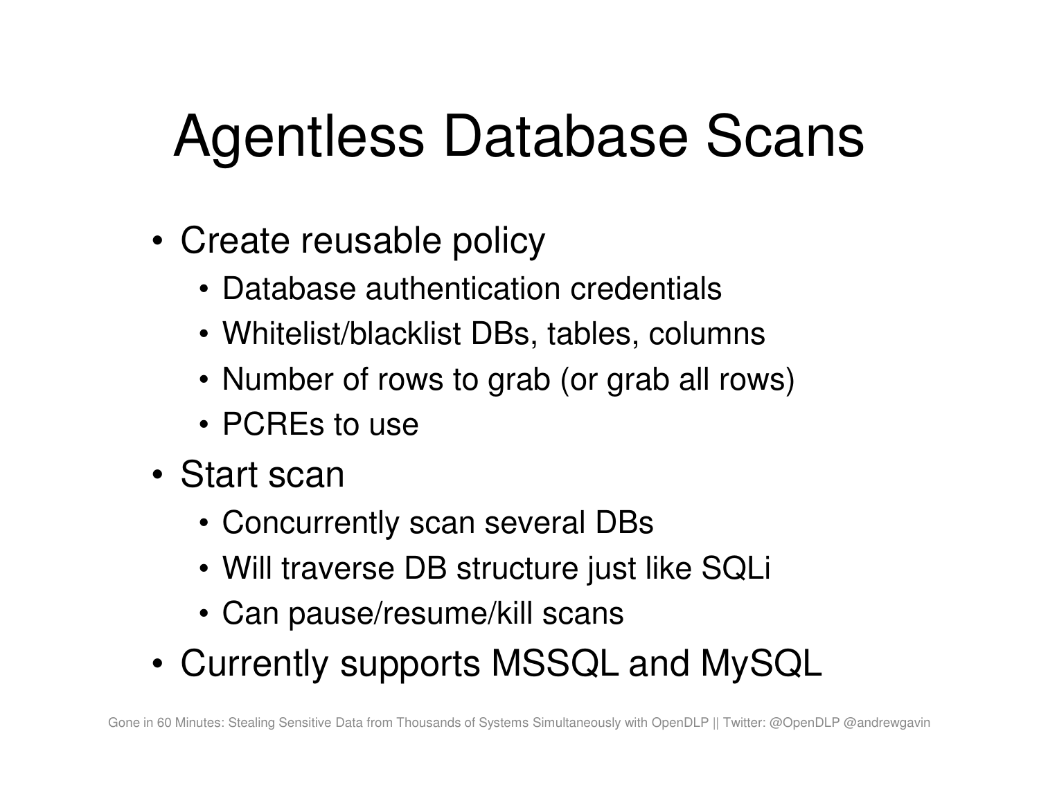# Agentless Database Scans

- Create reusable policy
  - Database authentication credentials
  - Whitelist/blacklist DBs, tables, columns
  - Number of rows to grab (or grab all rows)
  - PCREs to use
- Start scan
  - Concurrently scan several DBs
  - Will traverse DB structure just like SQLi
  - Can pause/resume/kill scans
- Currently supports MSSQL and MySQL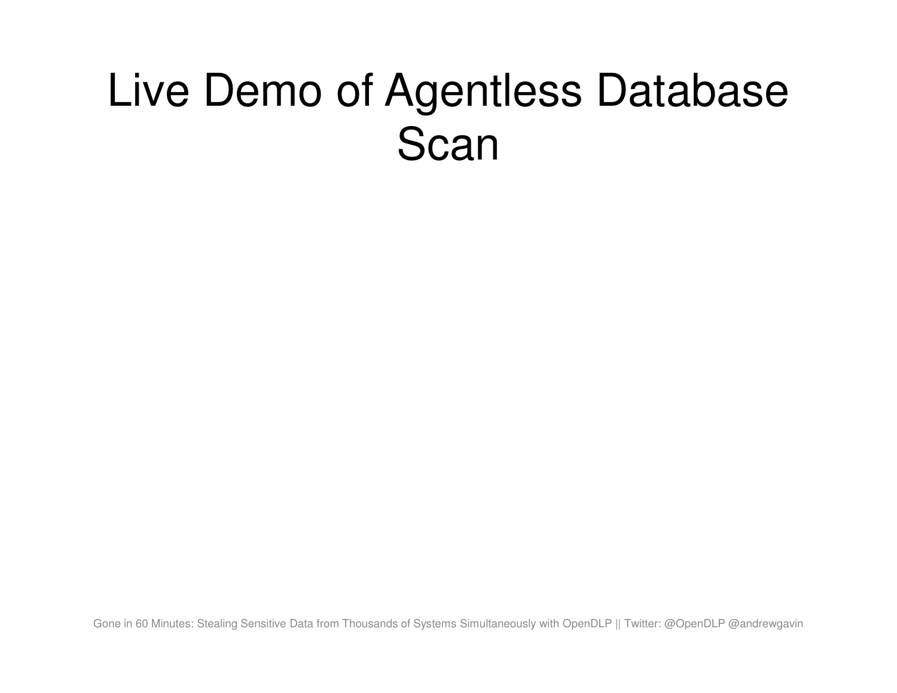# Live Demo of Agentless Database Scan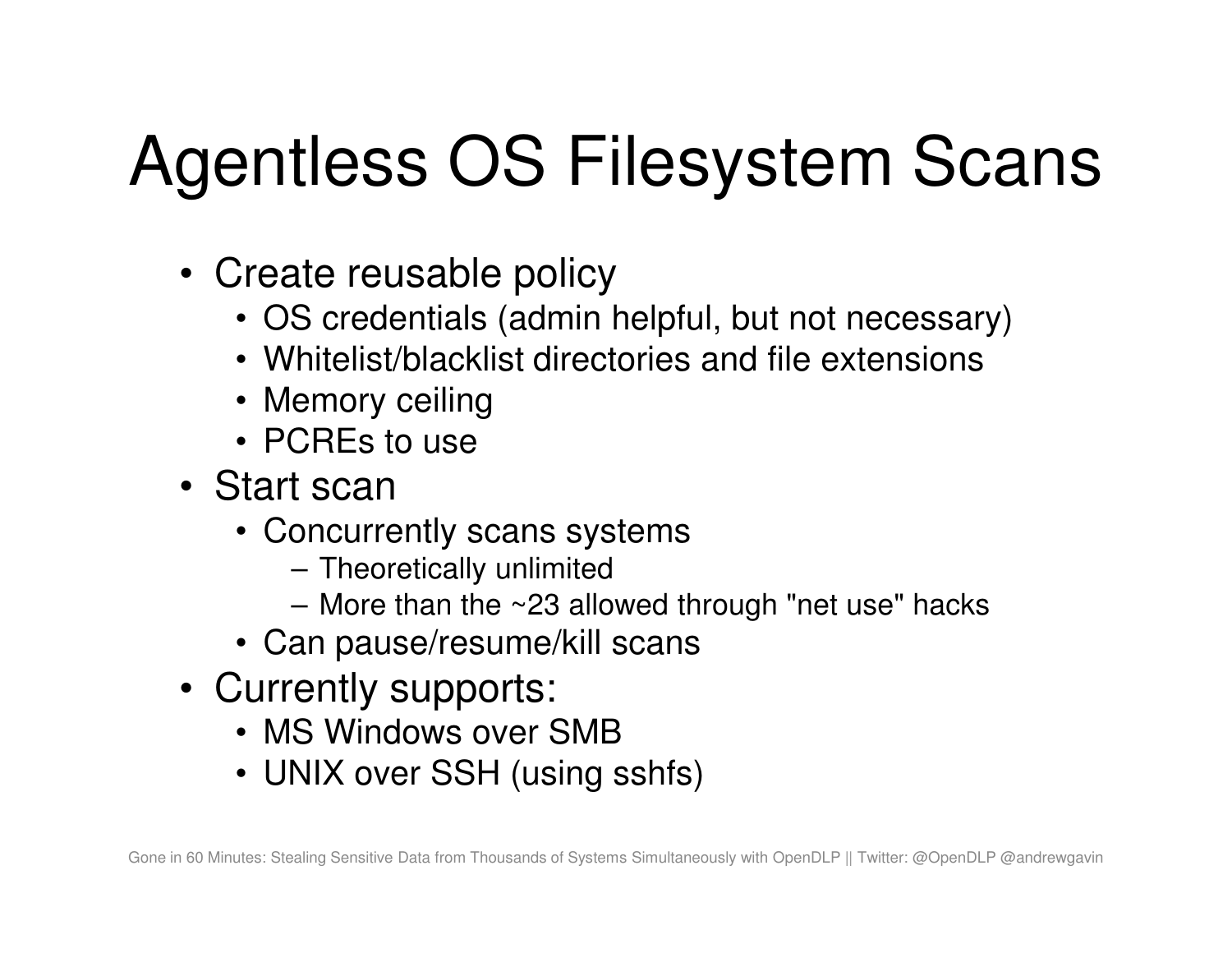# Agentless OS Filesystem Scans

- Create reusable policy
  - OS credentials (admin helpful, but not necessary)
  - Whitelist/blacklist directories and file extensions
  - Memory ceiling
  - PCREs to use
- Start scan
  - Concurrently scans systems
    - Theoretically unlimited
    - More than the ~23 allowed through "net use" hacks
  - Can pause/resume/kill scans
- Currently supports:
  - MS Windows over SMB
  - UNIX over SSH (using sshfs)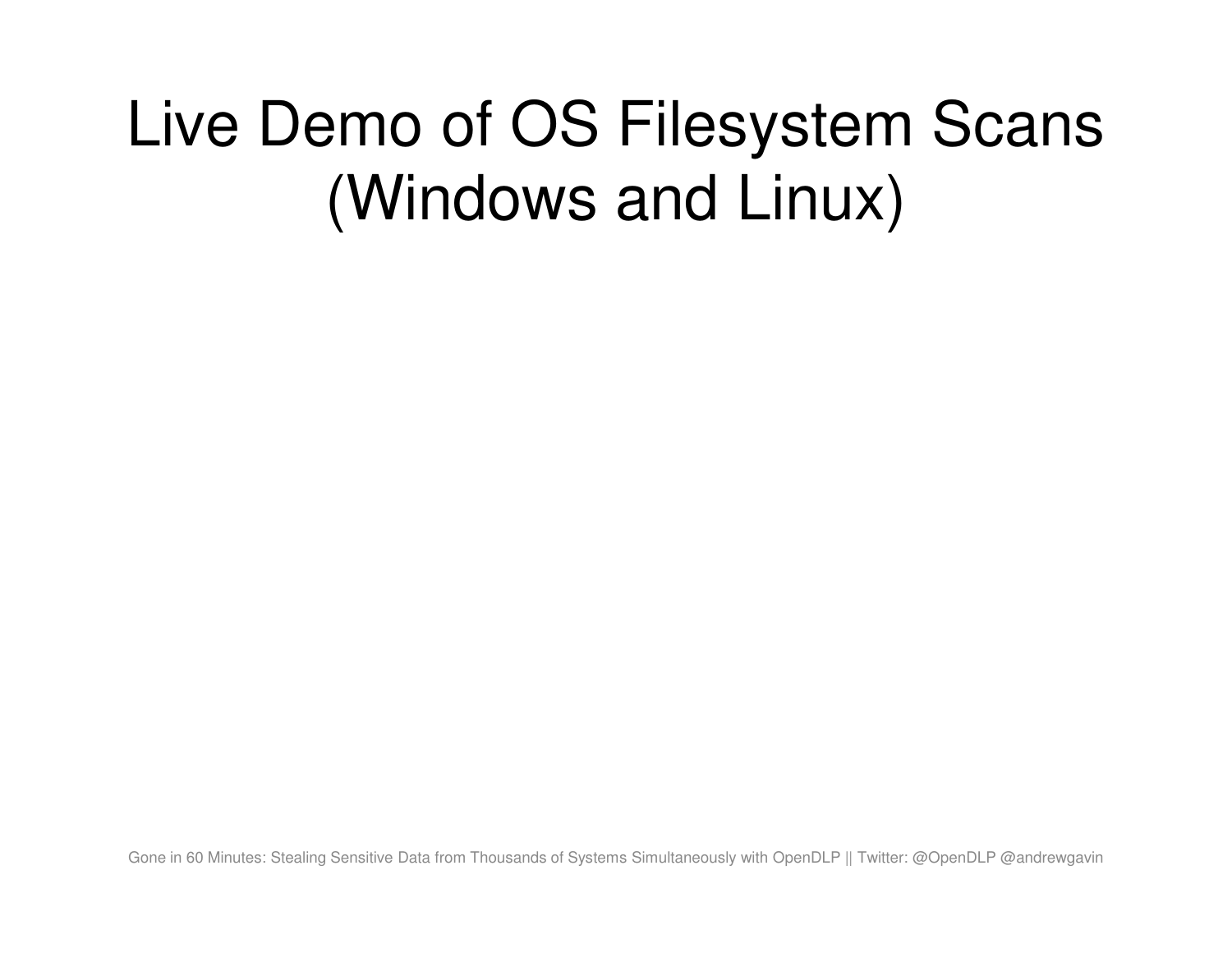# Live Demo of OS Filesystem Scans (Windows and Linux)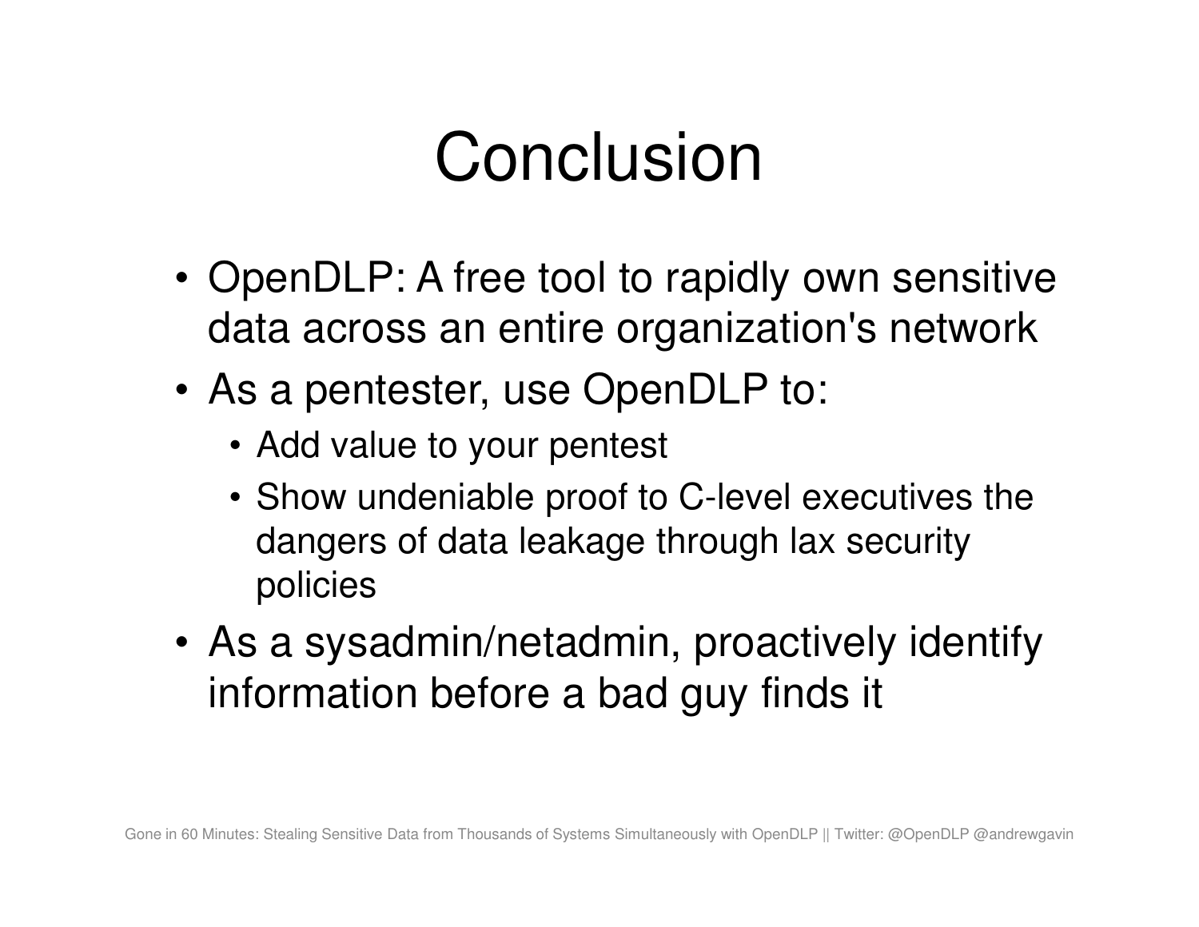# Conclusion

- OpenDLP: A free tool to rapidly own sensitive data across an entire organization's network
- As a pentester, use OpenDLP to:
  - Add value to your pentest
  - Show undeniable proof to C-level executives the dangers of data leakage through lax security policies
- As a sysadmin/netadmin, proactively identify information before a bad guy finds it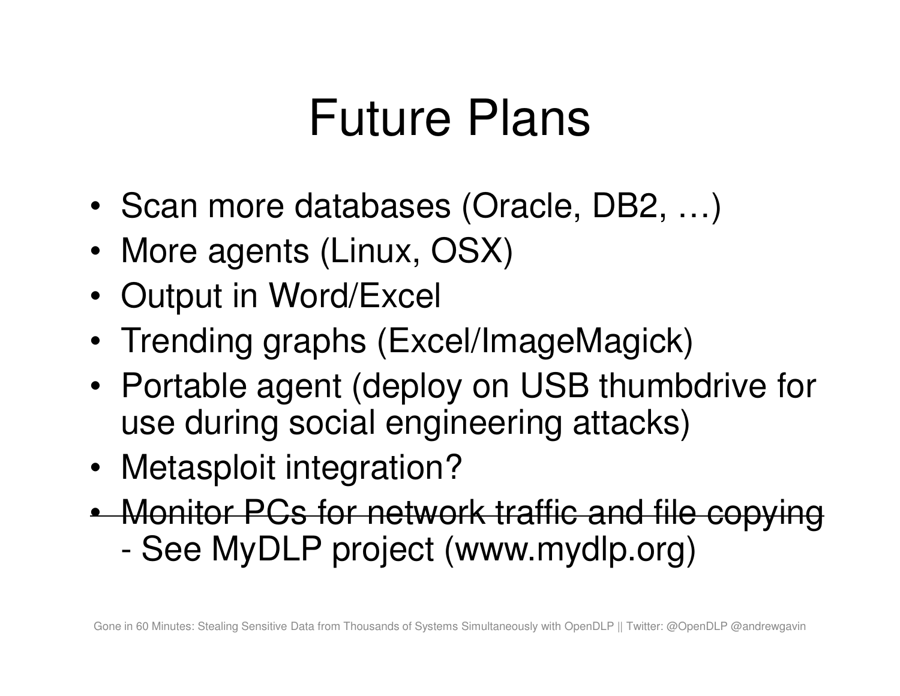# Future Plans

- Scan more databases (Oracle, DB2, …)
- More agents (Linux, OSX)
- Output in Word/Excel
- Trending graphs (Excel/ImageMagick)
- Portable agent (deploy on USB thumbdrive for use during social engineering attacks)
- Metasploit integration?
- ~~Monitor PCs for network traffic and file copying~~
  - See MyDLP project (www.mydlp.org)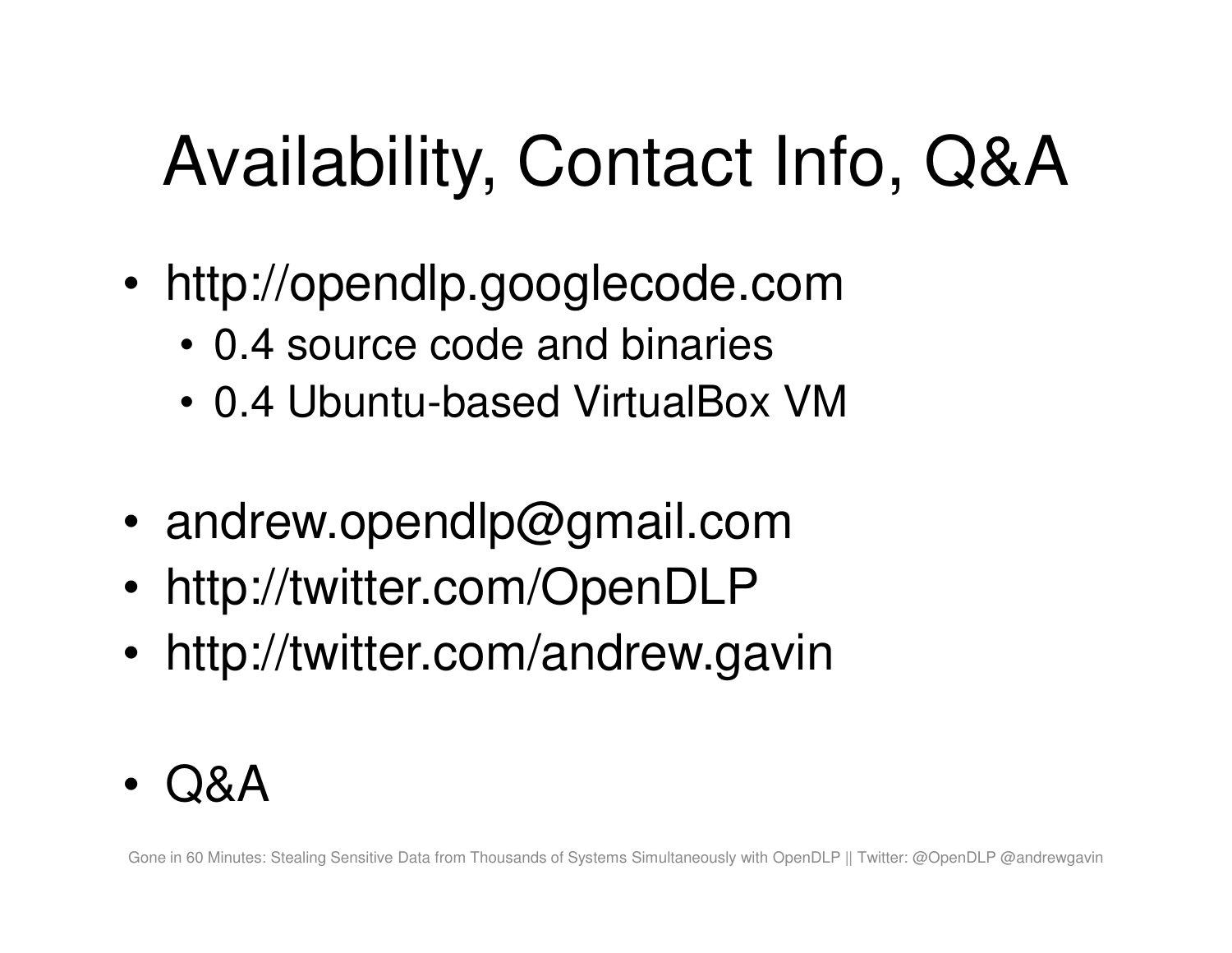# Availability, Contact Info, Q&A

- http://opendlp.googlecode.com
  - 0.4 source code and binaries
  - 0.4 Ubuntu-based VirtualBox VM

- andrew.opendlp@gmail.com
- http://twitter.com/OpenDLP
- http://twitter.com/andrew.gavin

- Q&A